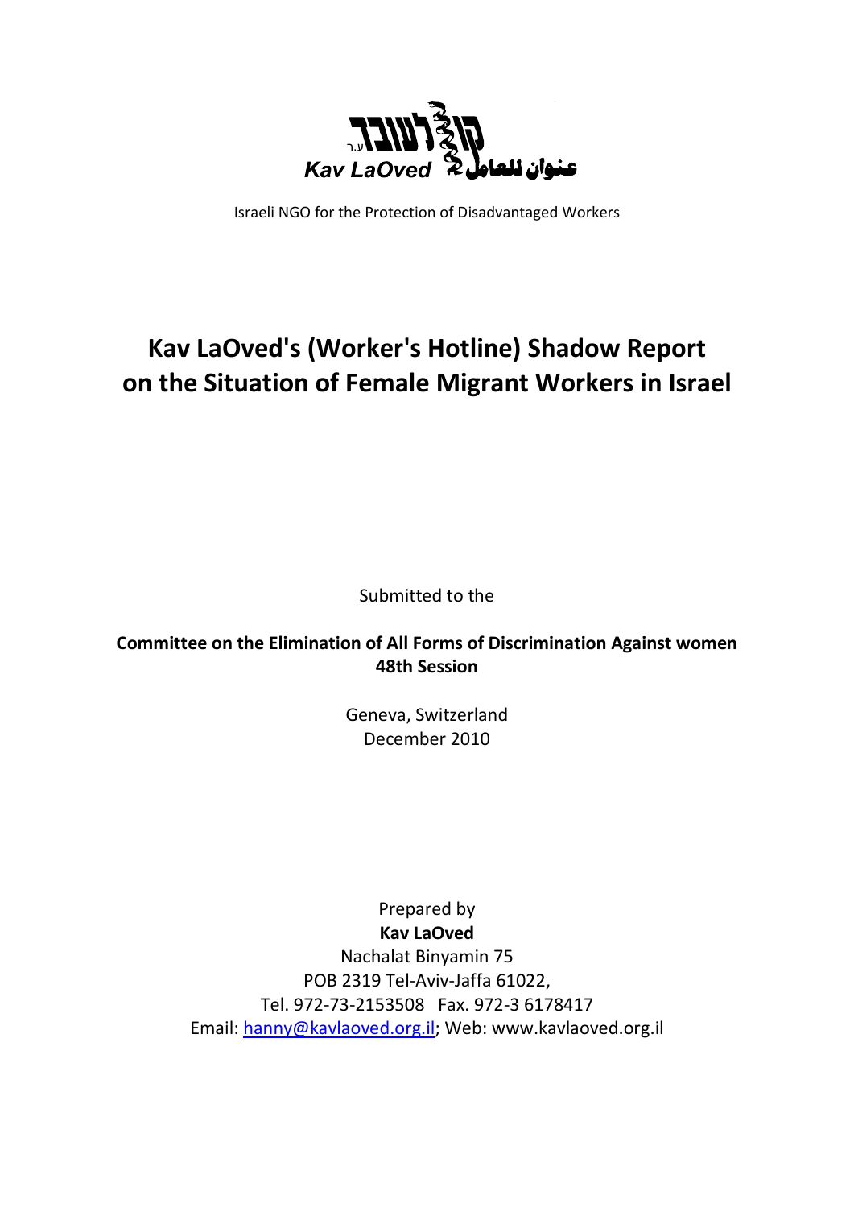קו לעובד ע.ר.

Kav LaOved عنوان للعامل

Israeli NGO for the Protection of Disadvantaged Workers

# Kav LaOved's (Worker's Hotline) Shadow Report on the Situation of Female Migrant Workers in Israel

Submitted to the

**Committee on the Elimination of All Forms of Discrimination Against women 48th Session**

Geneva, Switzerland
December 2010

Prepared by
**Kav LaOved**
Nachalat Binyamin 75
POB 2319 Tel-Aviv-Jaffa 61022,
Tel. 972-73-2153508 Fax. 972-3 6178417
Email: hanny@kavlaoved.org.il; Web: www.kavlaoved.org.il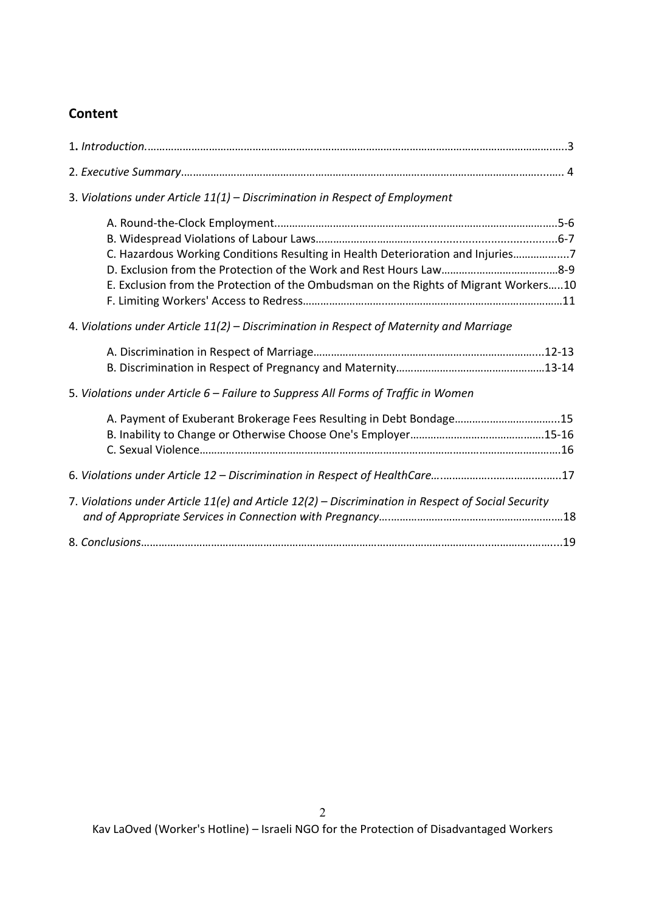## Content

1. *Introduction.* ....................................................................................................................... 3

2. *Executive Summary* ............................................................................................................. 4

3. *Violations under Article 11(1) – Discrimination in Respect of Employment*

   A. Round-the-Clock Employment............................................................................................ 5-6
   B. Widespread Violations of Labour Laws.............................................................................. 6-7
   C. Hazardous Working Conditions Resulting in Health Deterioration and Injuries.................. 7
   D. Exclusion from the Protection of the Work and Rest Hours Law....................................... 8-9
   E. Exclusion from the Protection of the Ombudsman on the Rights of Migrant Workers..... 10
   F. Limiting Workers' Access to Redress................................................................................... 11

4. *Violations under Article 11(2) – Discrimination in Respect of Maternity and Marriage*

   A. Discrimination in Respect of Marriage.............................................................................. 12-13
   B. Discrimination in Respect of Pregnancy and Maternity.................................................... 13-14

5. *Violations under Article 6 – Failure to Suppress All Forms of Traffic in Women*

   A. Payment of Exuberant Brokerage Fees Resulting in Debt Bondage................................... 15
   B. Inability to Change or Otherwise Choose One's Employer............................................... 15-16
   C. Sexual Violence.................................................................................................................... 16

6. *Violations under Article 12 – Discrimination in Respect of HealthCare*............................ 17

7. *Violations under Article 11(e) and Article 12(2) – Discrimination in Respect of Social Security and of Appropriate Services in Connection with Pregnancy*............................................... 18

8. *Conclusions*........................................................................................................................... 19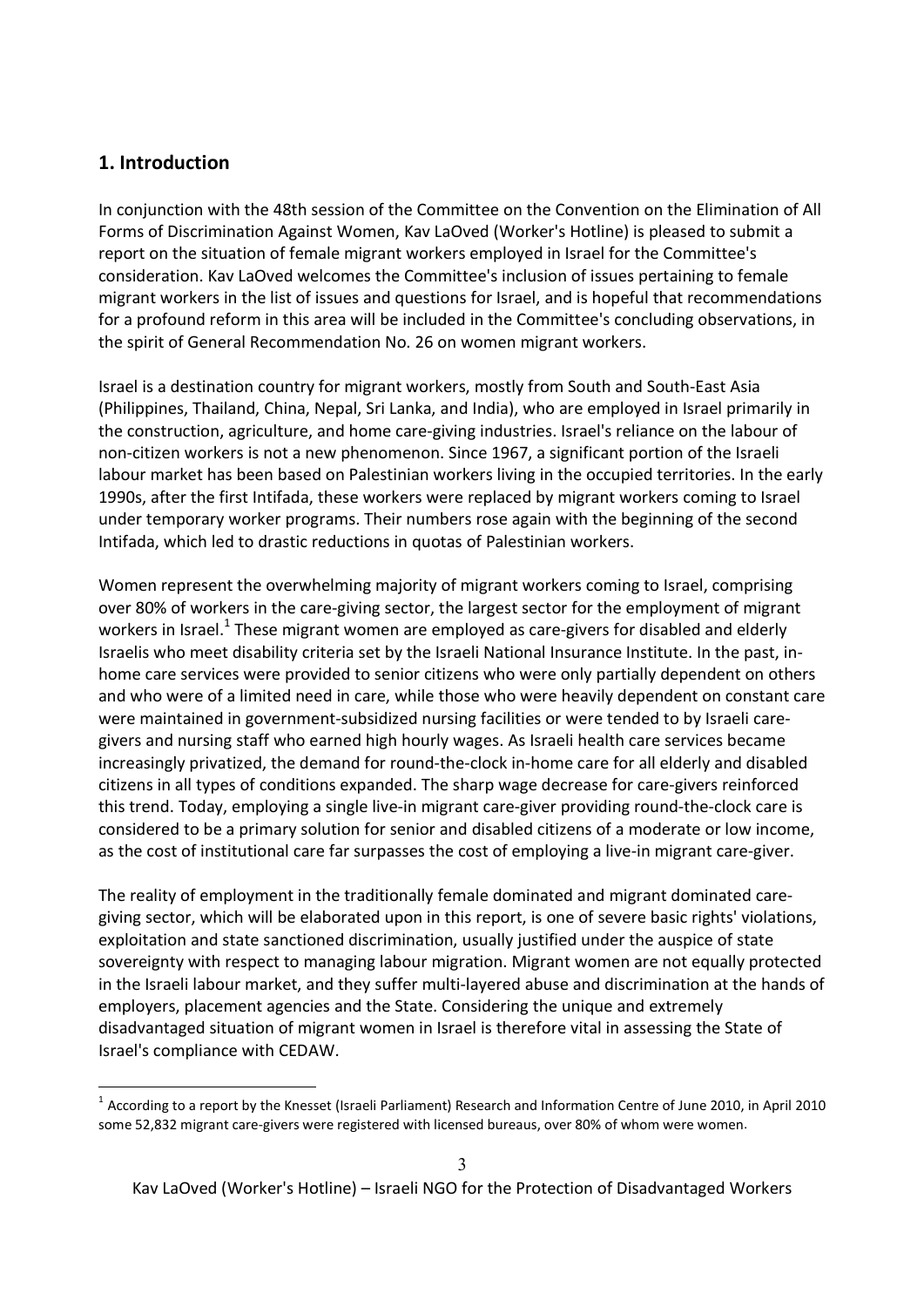## 1. Introduction

In conjunction with the 48th session of the Committee on the Convention on the Elimination of All Forms of Discrimination Against Women, Kav LaOved (Worker's Hotline) is pleased to submit a report on the situation of female migrant workers employed in Israel for the Committee's consideration. Kav LaOved welcomes the Committee's inclusion of issues pertaining to female migrant workers in the list of issues and questions for Israel, and is hopeful that recommendations for a profound reform in this area will be included in the Committee's concluding observations, in the spirit of General Recommendation No. 26 on women migrant workers.

Israel is a destination country for migrant workers, mostly from South and South-East Asia (Philippines, Thailand, China, Nepal, Sri Lanka, and India), who are employed in Israel primarily in the construction, agriculture, and home care-giving industries. Israel's reliance on the labour of non-citizen workers is not a new phenomenon. Since 1967, a significant portion of the Israeli labour market has been based on Palestinian workers living in the occupied territories. In the early 1990s, after the first Intifada, these workers were replaced by migrant workers coming to Israel under temporary worker programs. Their numbers rose again with the beginning of the second Intifada, which led to drastic reductions in quotas of Palestinian workers.

Women represent the overwhelming majority of migrant workers coming to Israel, comprising over 80% of workers in the care-giving sector, the largest sector for the employment of migrant workers in Israel.[1] These migrant women are employed as care-givers for disabled and elderly Israelis who meet disability criteria set by the Israeli National Insurance Institute. In the past, in-home care services were provided to senior citizens who were only partially dependent on others and who were of a limited need in care, while those who were heavily dependent on constant care were maintained in government-subsidized nursing facilities or were tended to by Israeli care-givers and nursing staff who earned high hourly wages. As Israeli health care services became increasingly privatized, the demand for round-the-clock in-home care for all elderly and disabled citizens in all types of conditions expanded. The sharp wage decrease for care-givers reinforced this trend. Today, employing a single live-in migrant care-giver providing round-the-clock care is considered to be a primary solution for senior and disabled citizens of a moderate or low income, as the cost of institutional care far surpasses the cost of employing a live-in migrant care-giver.

The reality of employment in the traditionally female dominated and migrant dominated care-giving sector, which will be elaborated upon in this report, is one of severe basic rights' violations, exploitation and state sanctioned discrimination, usually justified under the auspice of state sovereignty with respect to managing labour migration. Migrant women are not equally protected in the Israeli labour market, and they suffer multi-layered abuse and discrimination at the hands of employers, placement agencies and the State. Considering the unique and extremely disadvantaged situation of migrant women in Israel is therefore vital in assessing the State of Israel's compliance with CEDAW.

[1] According to a report by the Knesset (Israeli Parliament) Research and Information Centre of June 2010, in April 2010 some 52,832 migrant care-givers were registered with licensed bureaus, over 80% of whom were women.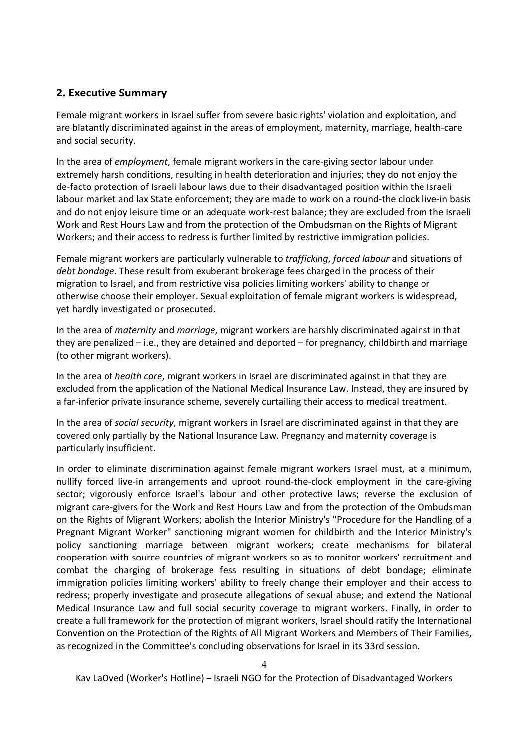## 2. Executive Summary

Female migrant workers in Israel suffer from severe basic rights' violation and exploitation, and are blatantly discriminated against in the areas of employment, maternity, marriage, health-care and social security.

In the area of *employment*, female migrant workers in the care-giving sector labour under extremely harsh conditions, resulting in health deterioration and injuries; they do not enjoy the de-facto protection of Israeli labour laws due to their disadvantaged position within the Israeli labour market and lax State enforcement; they are made to work on a round-the clock live-in basis and do not enjoy leisure time or an adequate work-rest balance; they are excluded from the Israeli Work and Rest Hours Law and from the protection of the Ombudsman on the Rights of Migrant Workers; and their access to redress is further limited by restrictive immigration policies.

Female migrant workers are particularly vulnerable to *trafficking*, *forced labour* and situations of *debt bondage*. These result from exuberant brokerage fees charged in the process of their migration to Israel, and from restrictive visa policies limiting workers' ability to change or otherwise choose their employer. Sexual exploitation of female migrant workers is widespread, yet hardly investigated or prosecuted.

In the area of *maternity* and *marriage*, migrant workers are harshly discriminated against in that they are penalized – i.e., they are detained and deported – for pregnancy, childbirth and marriage (to other migrant workers).

In the area of *health care*, migrant workers in Israel are discriminated against in that they are excluded from the application of the National Medical Insurance Law. Instead, they are insured by a far-inferior private insurance scheme, severely curtailing their access to medical treatment.

In the area of *social security*, migrant workers in Israel are discriminated against in that they are covered only partially by the National Insurance Law. Pregnancy and maternity coverage is particularly insufficient.

In order to eliminate discrimination against female migrant workers Israel must, at a minimum, nullify forced live-in arrangements and uproot round-the-clock employment in the care-giving sector; vigorously enforce Israel's labour and other protective laws; reverse the exclusion of migrant care-givers for the Work and Rest Hours Law and from the protection of the Ombudsman on the Rights of Migrant Workers; abolish the Interior Ministry's "Procedure for the Handling of a Pregnant Migrant Worker" sanctioning migrant women for childbirth and the Interior Ministry's policy sanctioning marriage between migrant workers; create mechanisms for bilateral cooperation with source countries of migrant workers so as to monitor workers' recruitment and combat the charging of brokerage fess resulting in situations of debt bondage; eliminate immigration policies limiting workers' ability to freely change their employer and their access to redress; properly investigate and prosecute allegations of sexual abuse; and extend the National Medical Insurance Law and full social security coverage to migrant workers. Finally, in order to create a full framework for the protection of migrant workers, Israel should ratify the International Convention on the Protection of the Rights of All Migrant Workers and Members of Their Families, as recognized in the Committee's concluding observations for Israel in its 33rd session.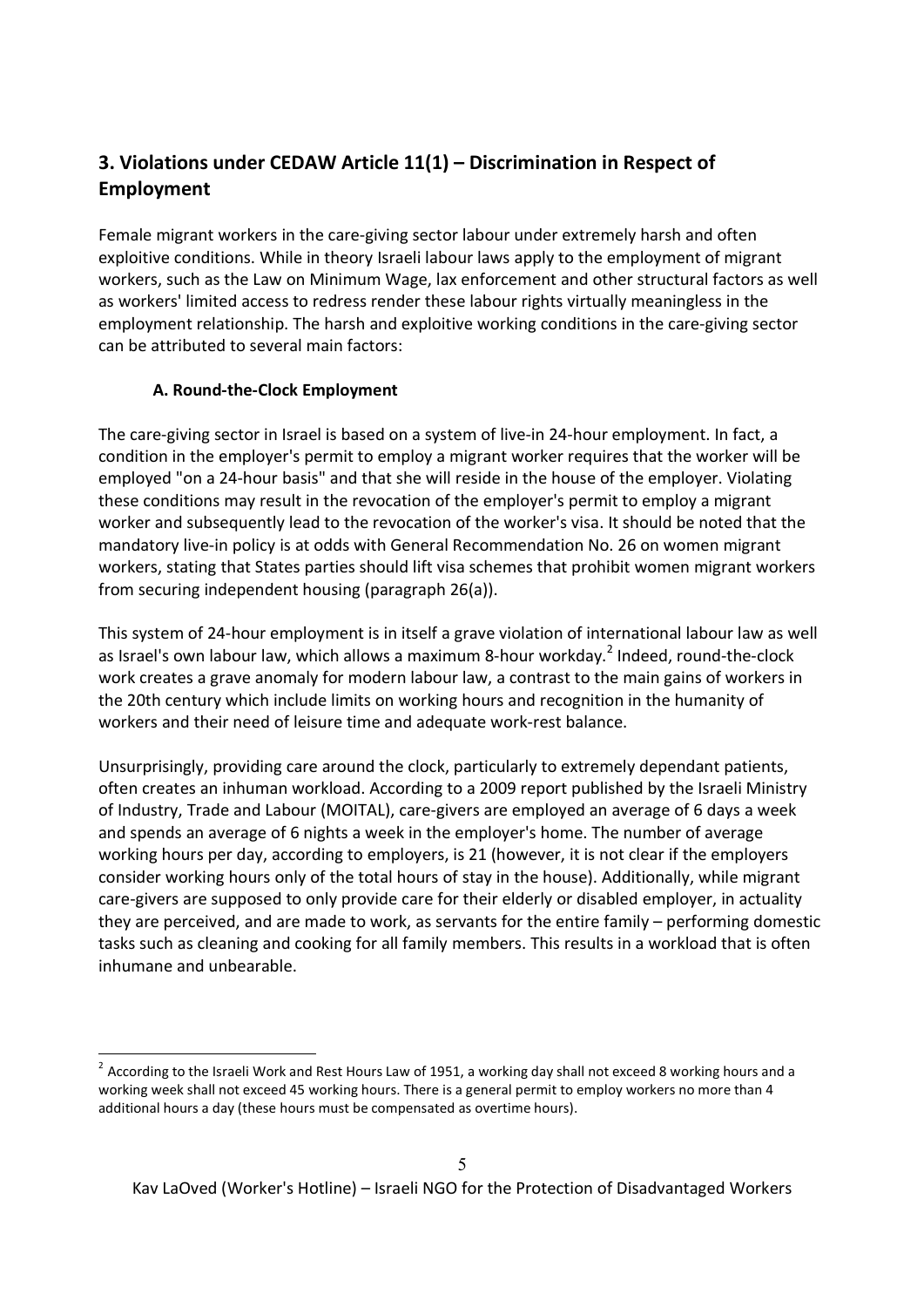## 3. Violations under CEDAW Article 11(1) – Discrimination in Respect of Employment

Female migrant workers in the care-giving sector labour under extremely harsh and often exploitive conditions. While in theory Israeli labour laws apply to the employment of migrant workers, such as the Law on Minimum Wage, lax enforcement and other structural factors as well as workers' limited access to redress render these labour rights virtually meaningless in the employment relationship. The harsh and exploitive working conditions in the care-giving sector can be attributed to several main factors:

### A. Round-the-Clock Employment

The care-giving sector in Israel is based on a system of live-in 24-hour employment. In fact, a condition in the employer's permit to employ a migrant worker requires that the worker will be employed "on a 24-hour basis" and that she will reside in the house of the employer. Violating these conditions may result in the revocation of the employer's permit to employ a migrant worker and subsequently lead to the revocation of the worker's visa. It should be noted that the mandatory live-in policy is at odds with General Recommendation No. 26 on women migrant workers, stating that States parties should lift visa schemes that prohibit women migrant workers from securing independent housing (paragraph 26(a)).

This system of 24-hour employment is in itself a grave violation of international labour law as well as Israel's own labour law, which allows a maximum 8-hour workday.[2] Indeed, round-the-clock work creates a grave anomaly for modern labour law, a contrast to the main gains of workers in the 20th century which include limits on working hours and recognition in the humanity of workers and their need of leisure time and adequate work-rest balance.

Unsurprisingly, providing care around the clock, particularly to extremely dependant patients, often creates an inhuman workload. According to a 2009 report published by the Israeli Ministry of Industry, Trade and Labour (MOITAL), care-givers are employed an average of 6 days a week and spends an average of 6 nights a week in the employer's home. The number of average working hours per day, according to employers, is 21 (however, it is not clear if the employers consider working hours only of the total hours of stay in the house). Additionally, while migrant care-givers are supposed to only provide care for their elderly or disabled employer, in actuality they are perceived, and are made to work, as servants for the entire family – performing domestic tasks such as cleaning and cooking for all family members. This results in a workload that is often inhumane and unbearable.

[2] According to the Israeli Work and Rest Hours Law of 1951, a working day shall not exceed 8 working hours and a working week shall not exceed 45 working hours. There is a general permit to employ workers no more than 4 additional hours a day (these hours must be compensated as overtime hours).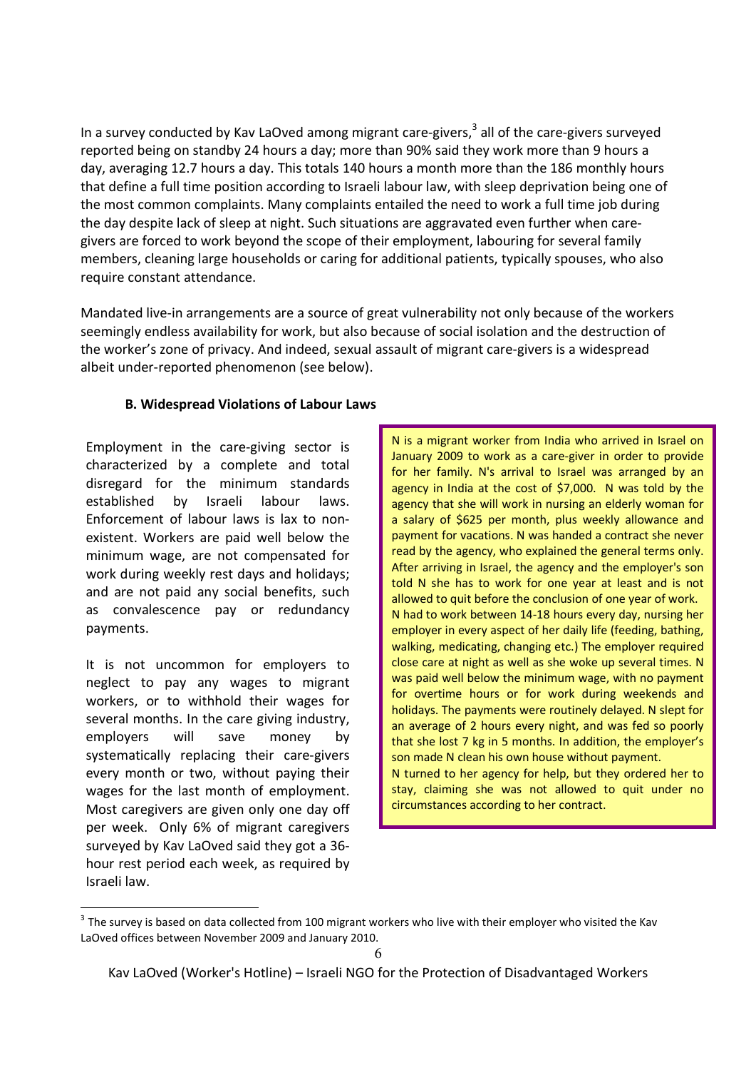In a survey conducted by Kav LaOved among migrant care-givers,[3] all of the care-givers surveyed reported being on standby 24 hours a day; more than 90% said they work more than 9 hours a day, averaging 12.7 hours a day. This totals 140 hours a month more than the 186 monthly hours that define a full time position according to Israeli labour law, with sleep deprivation being one of the most common complaints. Many complaints entailed the need to work a full time job during the day despite lack of sleep at night. Such situations are aggravated even further when care-givers are forced to work beyond the scope of their employment, labouring for several family members, cleaning large households or caring for additional patients, typically spouses, who also require constant attendance.

Mandated live-in arrangements are a source of great vulnerability not only because of the workers seemingly endless availability for work, but also because of social isolation and the destruction of the worker's zone of privacy. And indeed, sexual assault of migrant care-givers is a widespread albeit under-reported phenomenon (see below).

### B. Widespread Violations of Labour Laws

Employment in the care-giving sector is characterized by a complete and total disregard for the minimum standards established by Israeli labour laws. Enforcement of labour laws is lax to non-existent. Workers are paid well below the minimum wage, are not compensated for work during weekly rest days and holidays; and are not paid any social benefits, such as convalescence pay or redundancy payments.

It is not uncommon for employers to neglect to pay any wages to migrant workers, or to withhold their wages for several months. In the care giving industry, employers will save money by systematically replacing their care-givers every month or two, without paying their wages for the last month of employment. Most caregivers are given only one day off per week. Only 6% of migrant caregivers surveyed by Kav LaOved said they got a 36-hour rest period each week, as required by Israeli law.

> N is a migrant worker from India who arrived in Israel on January 2009 to work as a care-giver in order to provide for her family. N's arrival to Israel was arranged by an agency in India at the cost of $7,000. N was told by the agency that she will work in nursing an elderly woman for a salary of $625 per month, plus weekly allowance and payment for vacations. N was handed a contract she never read by the agency, who explained the general terms only. After arriving in Israel, the agency and the employer's son told N she has to work for one year at least and is not allowed to quit before the conclusion of one year of work.
>
> N had to work between 14-18 hours every day, nursing her employer in every aspect of her daily life (feeding, bathing, walking, medicating, changing etc.) The employer required close care at night as well as she woke up several times. N was paid well below the minimum wage, with no payment for overtime hours or for work during weekends and holidays. The payments were routinely delayed. N slept for an average of 2 hours every night, and was fed so poorly that she lost 7 kg in 5 months. In addition, the employer's son made N clean his own house without payment.
>
> N turned to her agency for help, but they ordered her to stay, claiming she was not allowed to quit under no circumstances according to her contract.

[3] The survey is based on data collected from 100 migrant workers who live with their employer who visited the Kav LaOved offices between November 2009 and January 2010.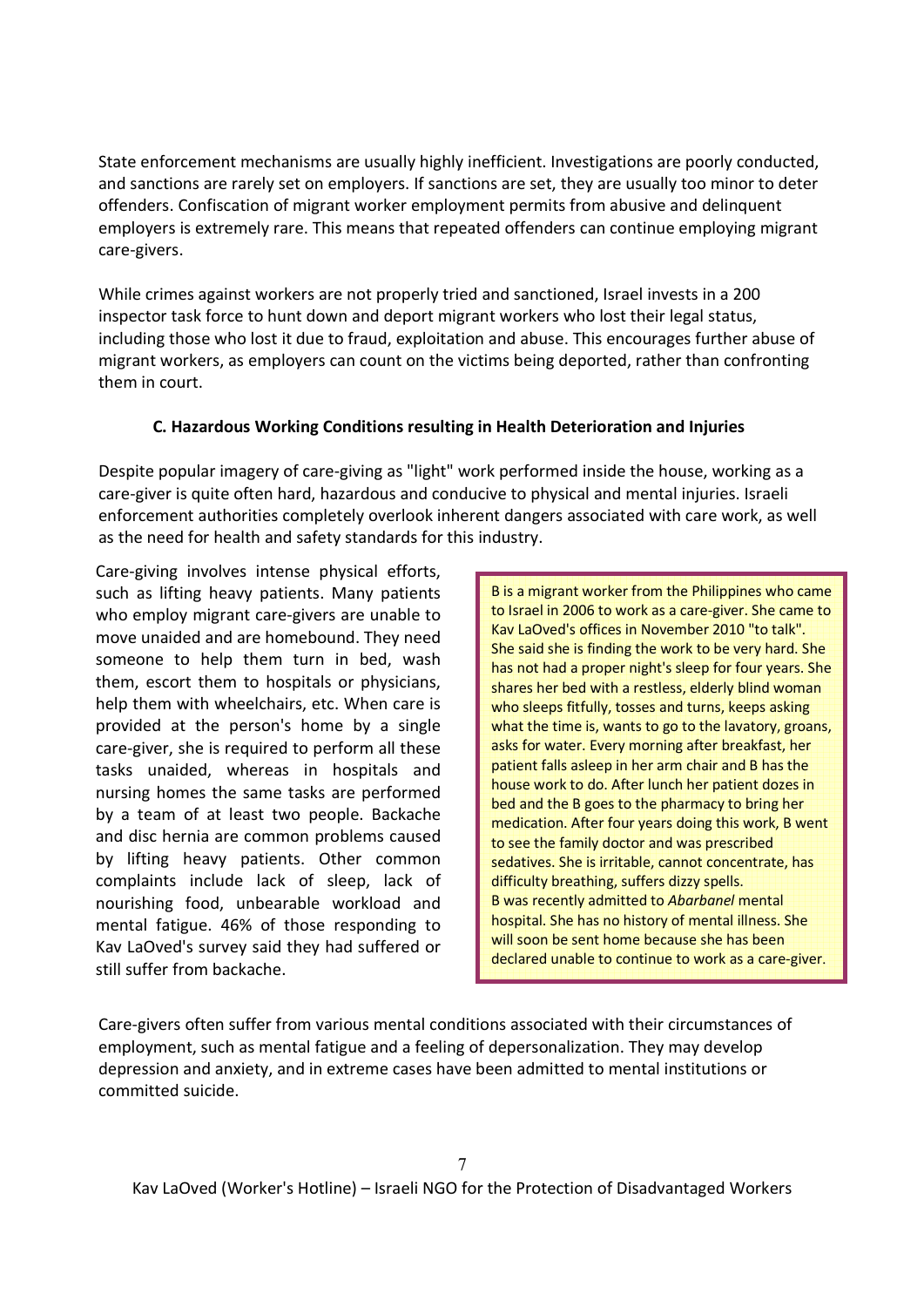State enforcement mechanisms are usually highly inefficient. Investigations are poorly conducted, and sanctions are rarely set on employers. If sanctions are set, they are usually too minor to deter offenders. Confiscation of migrant worker employment permits from abusive and delinquent employers is extremely rare. This means that repeated offenders can continue employing migrant care-givers.

While crimes against workers are not properly tried and sanctioned, Israel invests in a 200 inspector task force to hunt down and deport migrant workers who lost their legal status, including those who lost it due to fraud, exploitation and abuse. This encourages further abuse of migrant workers, as employers can count on the victims being deported, rather than confronting them in court.

### C. Hazardous Working Conditions resulting in Health Deterioration and Injuries

Despite popular imagery of care-giving as "light" work performed inside the house, working as a care-giver is quite often hard, hazardous and conducive to physical and mental injuries. Israeli enforcement authorities completely overlook inherent dangers associated with care work, as well as the need for health and safety standards for this industry.

Care-giving involves intense physical efforts, such as lifting heavy patients. Many patients who employ migrant care-givers are unable to move unaided and are homebound. They need someone to help them turn in bed, wash them, escort them to hospitals or physicians, help them with wheelchairs, etc. When care is provided at the person's home by a single care-giver, she is required to perform all these tasks unaided, whereas in hospitals and nursing homes the same tasks are performed by a team of at least two people. Backache and disc hernia are common problems caused by lifting heavy patients. Other common complaints include lack of sleep, lack of nourishing food, unbearable workload and mental fatigue. 46% of those responding to Kav LaOved's survey said they had suffered or still suffer from backache.

> B is a migrant worker from the Philippines who came to Israel in 2006 to work as a care-giver. She came to Kav LaOved's offices in November 2010 "to talk". She said she is finding the work to be very hard. She has not had a proper night's sleep for four years. She shares her bed with a restless, elderly blind woman who sleeps fitfully, tosses and turns, keeps asking what the time is, wants to go to the lavatory, groans, asks for water. Every morning after breakfast, her patient falls asleep in her arm chair and B has the house work to do. After lunch her patient dozes in bed and the B goes to the pharmacy to bring her medication. After four years doing this work, B went to see the family doctor and was prescribed sedatives. She is irritable, cannot concentrate, has difficulty breathing, suffers dizzy spells.
> B was recently admitted to *Abarbanel* mental hospital. She has no history of mental illness. She will soon be sent home because she has been declared unable to continue to work as a care-giver.

Care-givers often suffer from various mental conditions associated with their circumstances of employment, such as mental fatigue and a feeling of depersonalization. They may develop depression and anxiety, and in extreme cases have been admitted to mental institutions or committed suicide.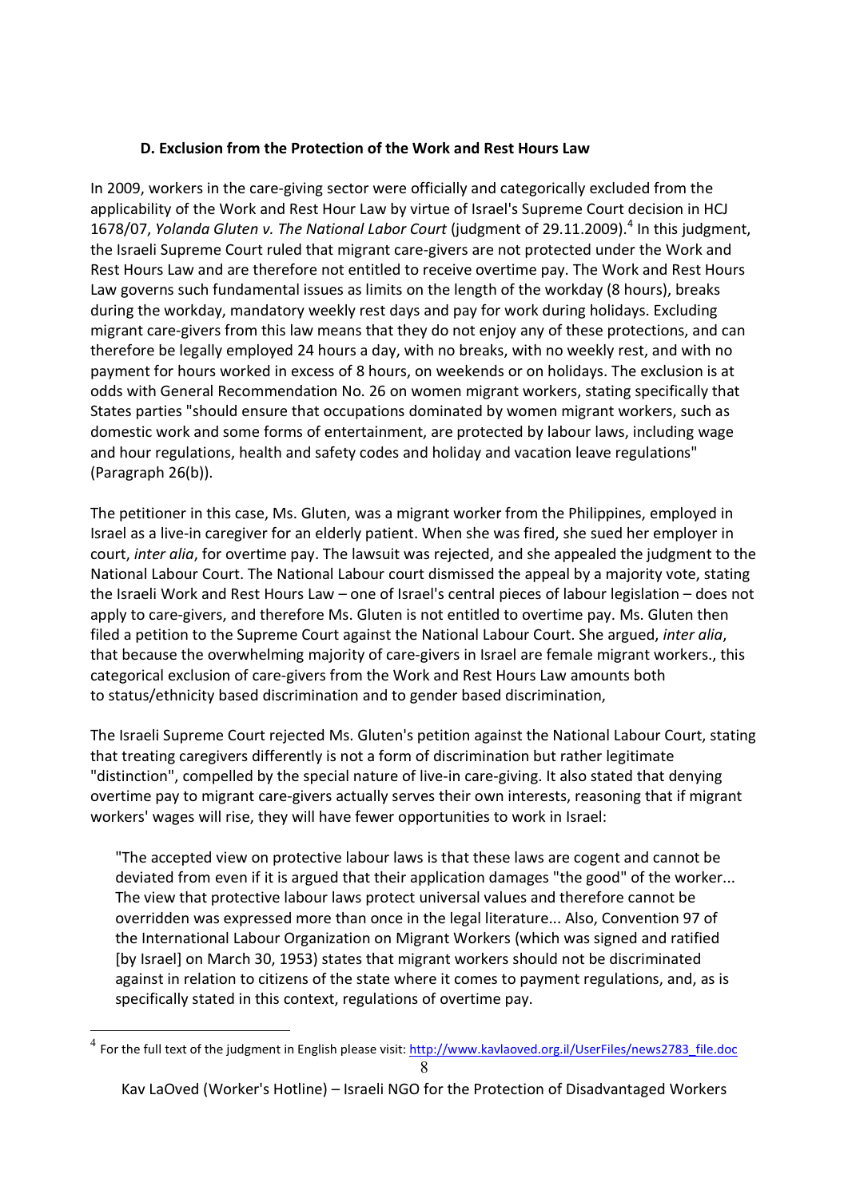### D. Exclusion from the Protection of the Work and Rest Hours Law

In 2009, workers in the care-giving sector were officially and categorically excluded from the applicability of the Work and Rest Hour Law by virtue of Israel's Supreme Court decision in HCJ 1678/07, *Yolanda Gluten v. The National Labor Court* (judgment of 29.11.2009).[4] In this judgment, the Israeli Supreme Court ruled that migrant care-givers are not protected under the Work and Rest Hours Law and are therefore not entitled to receive overtime pay. The Work and Rest Hours Law governs such fundamental issues as limits on the length of the workday (8 hours), breaks during the workday, mandatory weekly rest days and pay for work during holidays. Excluding migrant care-givers from this law means that they do not enjoy any of these protections, and can therefore be legally employed 24 hours a day, with no breaks, with no weekly rest, and with no payment for hours worked in excess of 8 hours, on weekends or on holidays. The exclusion is at odds with General Recommendation No. 26 on women migrant workers, stating specifically that States parties "should ensure that occupations dominated by women migrant workers, such as domestic work and some forms of entertainment, are protected by labour laws, including wage and hour regulations, health and safety codes and holiday and vacation leave regulations" (Paragraph 26(b)).

The petitioner in this case, Ms. Gluten, was a migrant worker from the Philippines, employed in Israel as a live-in caregiver for an elderly patient. When she was fired, she sued her employer in court, *inter alia*, for overtime pay. The lawsuit was rejected, and she appealed the judgment to the National Labour Court. The National Labour court dismissed the appeal by a majority vote, stating the Israeli Work and Rest Hours Law – one of Israel's central pieces of labour legislation – does not apply to care-givers, and therefore Ms. Gluten is not entitled to overtime pay. Ms. Gluten then filed a petition to the Supreme Court against the National Labour Court. She argued, *inter alia*, that because the overwhelming majority of care-givers in Israel are female migrant workers., this categorical exclusion of care-givers from the Work and Rest Hours Law amounts both to status/ethnicity based discrimination and to gender based discrimination,

The Israeli Supreme Court rejected Ms. Gluten's petition against the National Labour Court, stating that treating caregivers differently is not a form of discrimination but rather legitimate "distinction", compelled by the special nature of live-in care-giving. It also stated that denying overtime pay to migrant care-givers actually serves their own interests, reasoning that if migrant workers' wages will rise, they will have fewer opportunities to work in Israel:

> "The accepted view on protective labour laws is that these laws are cogent and cannot be deviated from even if it is argued that their application damages "the good" of the worker... The view that protective labour laws protect universal values and therefore cannot be overridden was expressed more than once in the legal literature... Also, Convention 97 of the International Labour Organization on Migrant Workers (which was signed and ratified [by Israel] on March 30, 1953) states that migrant workers should not be discriminated against in relation to citizens of the state where it comes to payment regulations, and, as is specifically stated in this context, regulations of overtime pay.

[4] For the full text of the judgment in English please visit: http://www.kavlaoved.org.il/UserFiles/news2783_file.doc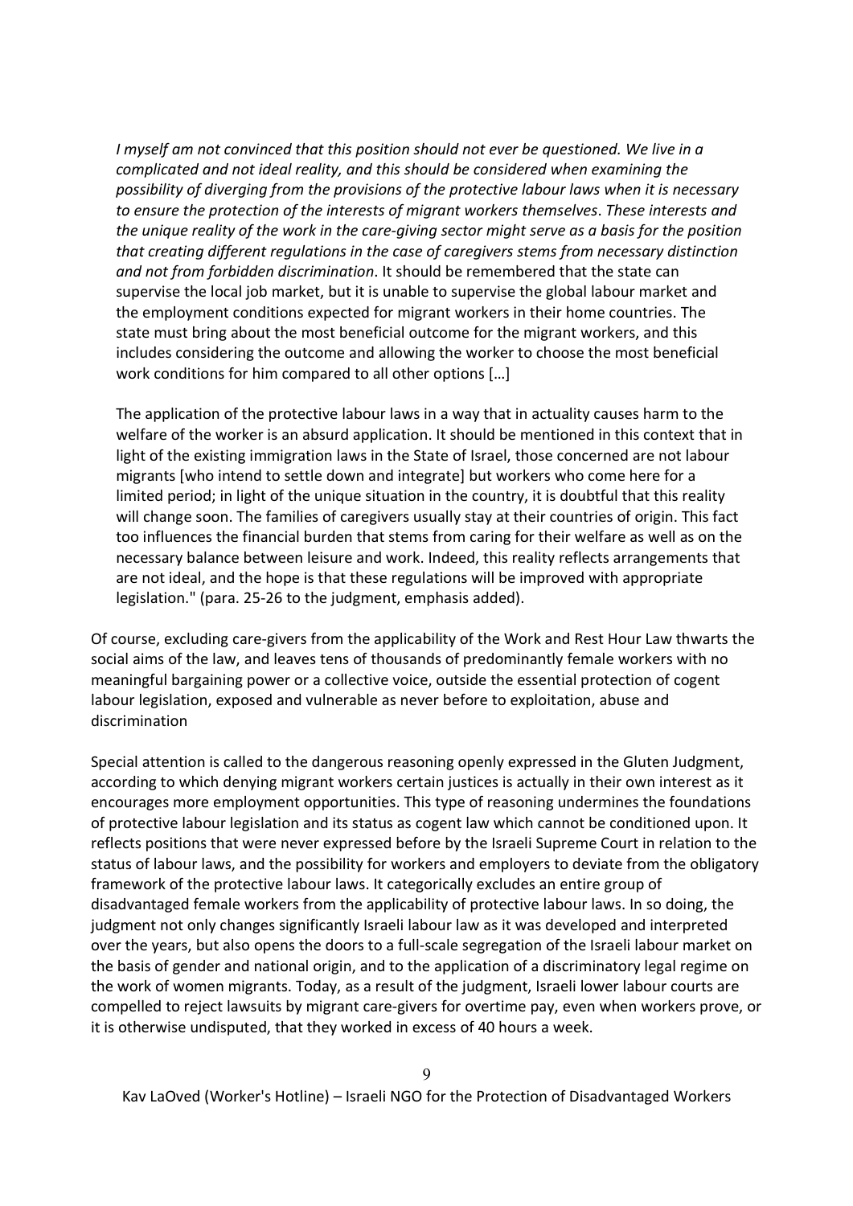> *I myself am not convinced that this position should not ever be questioned. We live in a complicated and not ideal reality, and this should be considered when examining the possibility of diverging from the provisions of the protective labour laws when it is necessary to ensure the protection of the interests of migrant workers themselves*. *These interests and the unique reality of the work in the care-giving sector might serve as a basis for the position that creating different regulations in the case of caregivers stems from necessary distinction and not from forbidden discrimination*. It should be remembered that the state can supervise the local job market, but it is unable to supervise the global labour market and the employment conditions expected for migrant workers in their home countries. The state must bring about the most beneficial outcome for the migrant workers, and this includes considering the outcome and allowing the worker to choose the most beneficial work conditions for him compared to all other options […]
>
> The application of the protective labour laws in a way that in actuality causes harm to the welfare of the worker is an absurd application. It should be mentioned in this context that in light of the existing immigration laws in the State of Israel, those concerned are not labour migrants [who intend to settle down and integrate] but workers who come here for a limited period; in light of the unique situation in the country, it is doubtful that this reality will change soon. The families of caregivers usually stay at their countries of origin. This fact too influences the financial burden that stems from caring for their welfare as well as on the necessary balance between leisure and work. Indeed, this reality reflects arrangements that are not ideal, and the hope is that these regulations will be improved with appropriate legislation." (para. 25-26 to the judgment, emphasis added).

Of course, excluding care-givers from the applicability of the Work and Rest Hour Law thwarts the social aims of the law, and leaves tens of thousands of predominantly female workers with no meaningful bargaining power or a collective voice, outside the essential protection of cogent labour legislation, exposed and vulnerable as never before to exploitation, abuse and discrimination

Special attention is called to the dangerous reasoning openly expressed in the Gluten Judgment, according to which denying migrant workers certain justices is actually in their own interest as it encourages more employment opportunities. This type of reasoning undermines the foundations of protective labour legislation and its status as cogent law which cannot be conditioned upon. It reflects positions that were never expressed before by the Israeli Supreme Court in relation to the status of labour laws, and the possibility for workers and employers to deviate from the obligatory framework of the protective labour laws. It categorically excludes an entire group of disadvantaged female workers from the applicability of protective labour laws. In so doing, the judgment not only changes significantly Israeli labour law as it was developed and interpreted over the years, but also opens the doors to a full-scale segregation of the Israeli labour market on the basis of gender and national origin, and to the application of a discriminatory legal regime on the work of women migrants. Today, as a result of the judgment, Israeli lower labour courts are compelled to reject lawsuits by migrant care-givers for overtime pay, even when workers prove, or it is otherwise undisputed, that they worked in excess of 40 hours a week.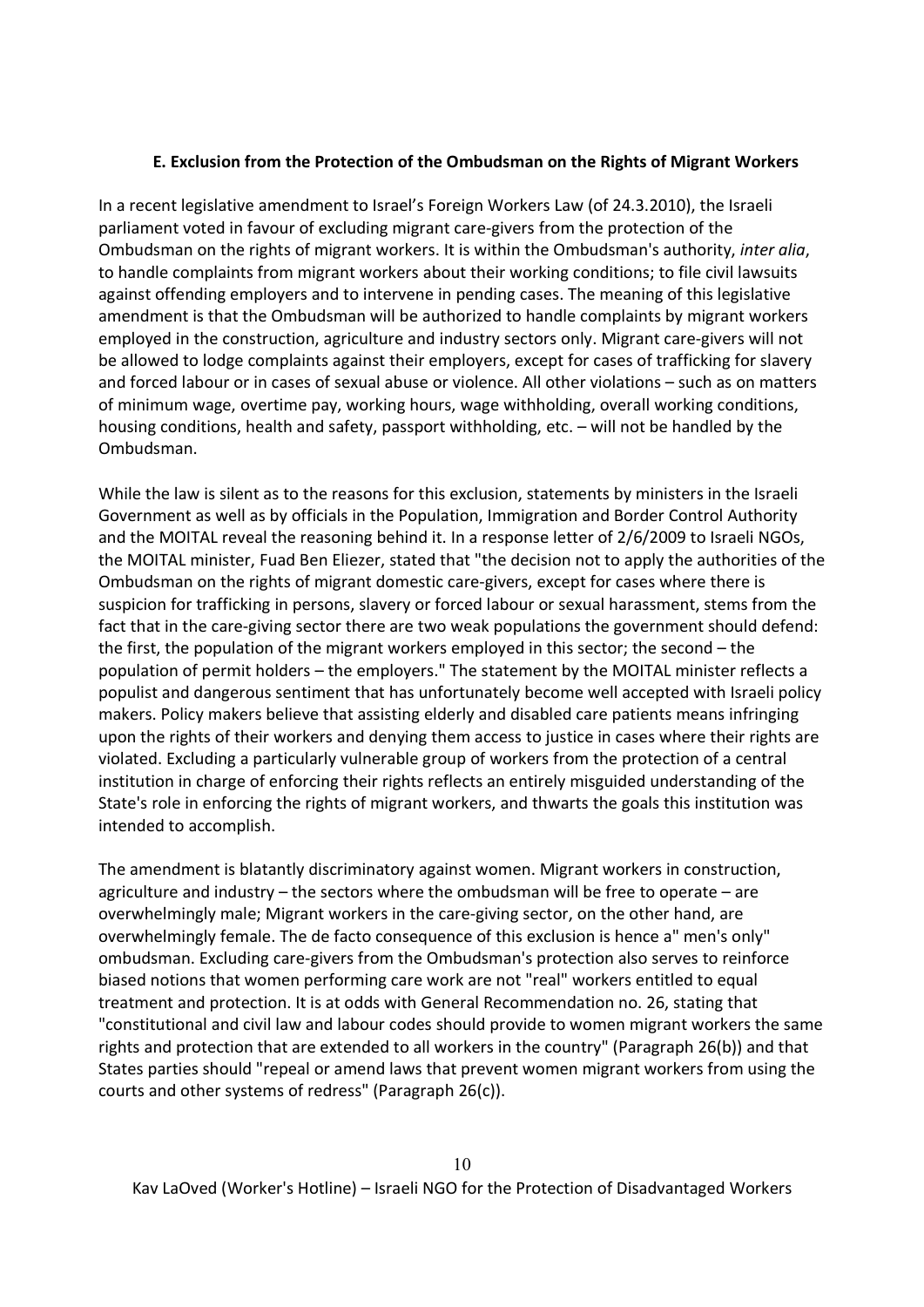### E. Exclusion from the Protection of the Ombudsman on the Rights of Migrant Workers

In a recent legislative amendment to Israel's Foreign Workers Law (of 24.3.2010), the Israeli parliament voted in favour of excluding migrant care-givers from the protection of the Ombudsman on the rights of migrant workers. It is within the Ombudsman's authority, *inter alia*, to handle complaints from migrant workers about their working conditions; to file civil lawsuits against offending employers and to intervene in pending cases. The meaning of this legislative amendment is that the Ombudsman will be authorized to handle complaints by migrant workers employed in the construction, agriculture and industry sectors only. Migrant care-givers will not be allowed to lodge complaints against their employers, except for cases of trafficking for slavery and forced labour or in cases of sexual abuse or violence. All other violations – such as on matters of minimum wage, overtime pay, working hours, wage withholding, overall working conditions, housing conditions, health and safety, passport withholding, etc. – will not be handled by the Ombudsman.

While the law is silent as to the reasons for this exclusion, statements by ministers in the Israeli Government as well as by officials in the Population, Immigration and Border Control Authority and the MOITAL reveal the reasoning behind it. In a response letter of 2/6/2009 to Israeli NGOs, the MOITAL minister, Fuad Ben Eliezer, stated that "the decision not to apply the authorities of the Ombudsman on the rights of migrant domestic care-givers, except for cases where there is suspicion for trafficking in persons, slavery or forced labour or sexual harassment, stems from the fact that in the care-giving sector there are two weak populations the government should defend: the first, the population of the migrant workers employed in this sector; the second – the population of permit holders – the employers." The statement by the MOITAL minister reflects a populist and dangerous sentiment that has unfortunately become well accepted with Israeli policy makers. Policy makers believe that assisting elderly and disabled care patients means infringing upon the rights of their workers and denying them access to justice in cases where their rights are violated. Excluding a particularly vulnerable group of workers from the protection of a central institution in charge of enforcing their rights reflects an entirely misguided understanding of the State's role in enforcing the rights of migrant workers, and thwarts the goals this institution was intended to accomplish.

The amendment is blatantly discriminatory against women. Migrant workers in construction, agriculture and industry – the sectors where the ombudsman will be free to operate – are overwhelmingly male; Migrant workers in the care-giving sector, on the other hand, are overwhelmingly female. The de facto consequence of this exclusion is hence a" men's only" ombudsman. Excluding care-givers from the Ombudsman's protection also serves to reinforce biased notions that women performing care work are not "real" workers entitled to equal treatment and protection. It is at odds with General Recommendation no. 26, stating that "constitutional and civil law and labour codes should provide to women migrant workers the same rights and protection that are extended to all workers in the country" (Paragraph 26(b)) and that States parties should "repeal or amend laws that prevent women migrant workers from using the courts and other systems of redress" (Paragraph 26(c)).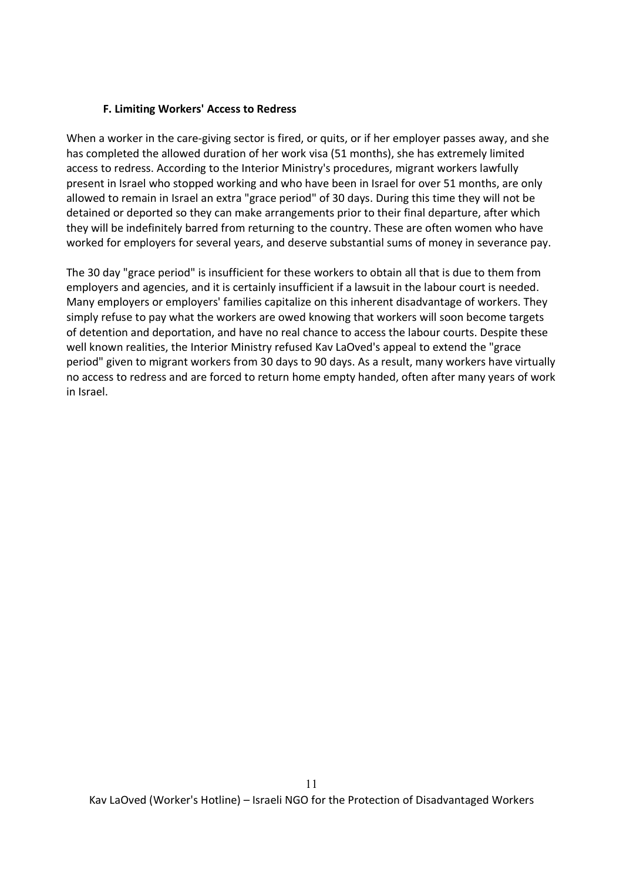### F. Limiting Workers' Access to Redress

When a worker in the care-giving sector is fired, or quits, or if her employer passes away, and she has completed the allowed duration of her work visa (51 months), she has extremely limited access to redress. According to the Interior Ministry's procedures, migrant workers lawfully present in Israel who stopped working and who have been in Israel for over 51 months, are only allowed to remain in Israel an extra "grace period" of 30 days. During this time they will not be detained or deported so they can make arrangements prior to their final departure, after which they will be indefinitely barred from returning to the country. These are often women who have worked for employers for several years, and deserve substantial sums of money in severance pay.

The 30 day "grace period" is insufficient for these workers to obtain all that is due to them from employers and agencies, and it is certainly insufficient if a lawsuit in the labour court is needed. Many employers or employers' families capitalize on this inherent disadvantage of workers. They simply refuse to pay what the workers are owed knowing that workers will soon become targets of detention and deportation, and have no real chance to access the labour courts. Despite these well known realities, the Interior Ministry refused Kav LaOved's appeal to extend the "grace period" given to migrant workers from 30 days to 90 days. As a result, many workers have virtually no access to redress and are forced to return home empty handed, often after many years of work in Israel.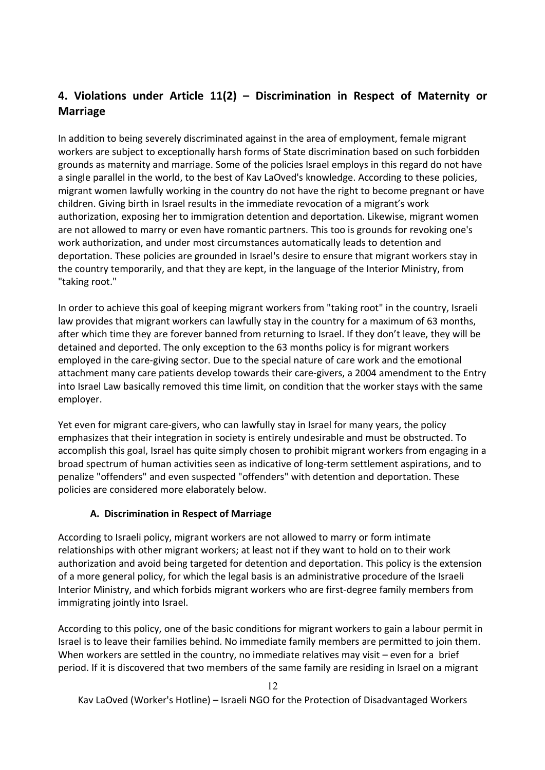## 4. Violations under Article 11(2) – Discrimination in Respect of Maternity or Marriage

In addition to being severely discriminated against in the area of employment, female migrant workers are subject to exceptionally harsh forms of State discrimination based on such forbidden grounds as maternity and marriage. Some of the policies Israel employs in this regard do not have a single parallel in the world, to the best of Kav LaOved's knowledge. According to these policies, migrant women lawfully working in the country do not have the right to become pregnant or have children. Giving birth in Israel results in the immediate revocation of a migrant's work authorization, exposing her to immigration detention and deportation. Likewise, migrant women are not allowed to marry or even have romantic partners. This too is grounds for revoking one's work authorization, and under most circumstances automatically leads to detention and deportation. These policies are grounded in Israel's desire to ensure that migrant workers stay in the country temporarily, and that they are kept, in the language of the Interior Ministry, from "taking root."

In order to achieve this goal of keeping migrant workers from "taking root" in the country, Israeli law provides that migrant workers can lawfully stay in the country for a maximum of 63 months, after which time they are forever banned from returning to Israel. If they don't leave, they will be detained and deported. The only exception to the 63 months policy is for migrant workers employed in the care-giving sector. Due to the special nature of care work and the emotional attachment many care patients develop towards their care-givers, a 2004 amendment to the Entry into Israel Law basically removed this time limit, on condition that the worker stays with the same employer.

Yet even for migrant care-givers, who can lawfully stay in Israel for many years, the policy emphasizes that their integration in society is entirely undesirable and must be obstructed. To accomplish this goal, Israel has quite simply chosen to prohibit migrant workers from engaging in a broad spectrum of human activities seen as indicative of long-term settlement aspirations, and to penalize "offenders" and even suspected "offenders" with detention and deportation. These policies are considered more elaborately below.

### A. Discrimination in Respect of Marriage

According to Israeli policy, migrant workers are not allowed to marry or form intimate relationships with other migrant workers; at least not if they want to hold on to their work authorization and avoid being targeted for detention and deportation. This policy is the extension of a more general policy, for which the legal basis is an administrative procedure of the Israeli Interior Ministry, and which forbids migrant workers who are first-degree family members from immigrating jointly into Israel.

According to this policy, one of the basic conditions for migrant workers to gain a labour permit in Israel is to leave their families behind. No immediate family members are permitted to join them. When workers are settled in the country, no immediate relatives may visit – even for a brief period. If it is discovered that two members of the same family are residing in Israel on a migrant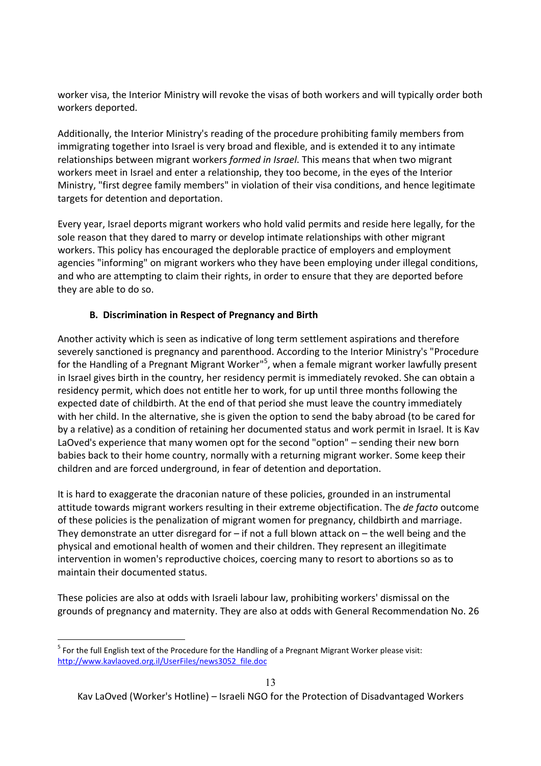worker visa, the Interior Ministry will revoke the visas of both workers and will typically order both workers deported.

Additionally, the Interior Ministry's reading of the procedure prohibiting family members from immigrating together into Israel is very broad and flexible, and is extended it to any intimate relationships between migrant workers *formed in Israel*. This means that when two migrant workers meet in Israel and enter a relationship, they too become, in the eyes of the Interior Ministry, "first degree family members" in violation of their visa conditions, and hence legitimate targets for detention and deportation.

Every year, Israel deports migrant workers who hold valid permits and reside here legally, for the sole reason that they dared to marry or develop intimate relationships with other migrant workers. This policy has encouraged the deplorable practice of employers and employment agencies "informing" on migrant workers who they have been employing under illegal conditions, and who are attempting to claim their rights, in order to ensure that they are deported before they are able to do so.

### B. Discrimination in Respect of Pregnancy and Birth

Another activity which is seen as indicative of long term settlement aspirations and therefore severely sanctioned is pregnancy and parenthood. According to the Interior Ministry's "Procedure for the Handling of a Pregnant Migrant Worker"[5], when a female migrant worker lawfully present in Israel gives birth in the country, her residency permit is immediately revoked. She can obtain a residency permit, which does not entitle her to work, for up until three months following the expected date of childbirth. At the end of that period she must leave the country immediately with her child. In the alternative, she is given the option to send the baby abroad (to be cared for by a relative) as a condition of retaining her documented status and work permit in Israel. It is Kav LaOved's experience that many women opt for the second "option" – sending their new born babies back to their home country, normally with a returning migrant worker. Some keep their children and are forced underground, in fear of detention and deportation.

It is hard to exaggerate the draconian nature of these policies, grounded in an instrumental attitude towards migrant workers resulting in their extreme objectification. The *de facto* outcome of these policies is the penalization of migrant women for pregnancy, childbirth and marriage. They demonstrate an utter disregard for – if not a full blown attack on – the well being and the physical and emotional health of women and their children. They represent an illegitimate intervention in women's reproductive choices, coercing many to resort to abortions so as to maintain their documented status.

These policies are also at odds with Israeli labour law, prohibiting workers' dismissal on the grounds of pregnancy and maternity. They are also at odds with General Recommendation No. 26

---

[5] For the full English text of the Procedure for the Handling of a Pregnant Migrant Worker please visit: http://www.kavlaoved.org.il/UserFiles/news3052_file.doc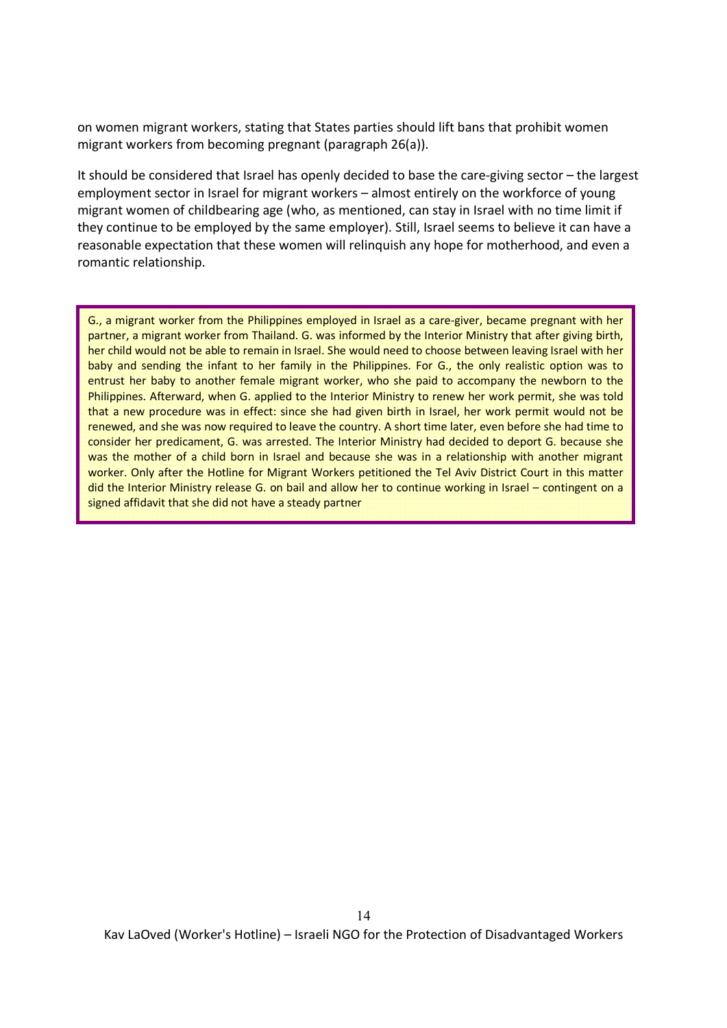on women migrant workers, stating that States parties should lift bans that prohibit women migrant workers from becoming pregnant (paragraph 26(a)).

It should be considered that Israel has openly decided to base the care-giving sector – the largest employment sector in Israel for migrant workers – almost entirely on the workforce of young migrant women of childbearing age (who, as mentioned, can stay in Israel with no time limit if they continue to be employed by the same employer). Still, Israel seems to believe it can have a reasonable expectation that these women will relinquish any hope for motherhood, and even a romantic relationship.

> G., a migrant worker from the Philippines employed in Israel as a care-giver, became pregnant with her partner, a migrant worker from Thailand. G. was informed by the Interior Ministry that after giving birth, her child would not be able to remain in Israel. She would need to choose between leaving Israel with her baby and sending the infant to her family in the Philippines. For G., the only realistic option was to entrust her baby to another female migrant worker, who she paid to accompany the newborn to the Philippines. Afterward, when G. applied to the Interior Ministry to renew her work permit, she was told that a new procedure was in effect: since she had given birth in Israel, her work permit would not be renewed, and she was now required to leave the country. A short time later, even before she had time to consider her predicament, G. was arrested. The Interior Ministry had decided to deport G. because she was the mother of a child born in Israel and because she was in a relationship with another migrant worker. Only after the Hotline for Migrant Workers petitioned the Tel Aviv District Court in this matter did the Interior Ministry release G. on bail and allow her to continue working in Israel – contingent on a signed affidavit that she did not have a steady partner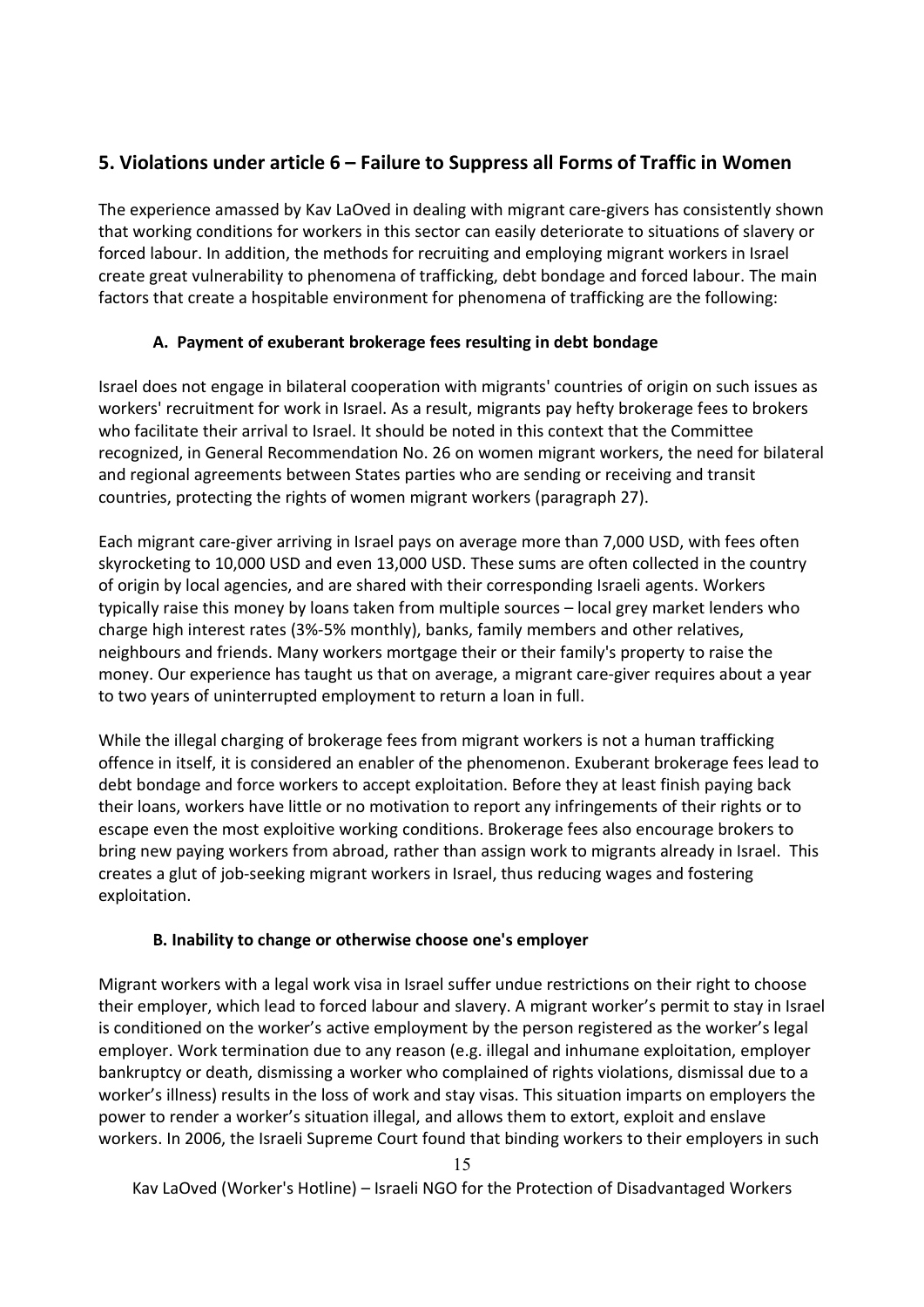## 5. Violations under article 6 – Failure to Suppress all Forms of Traffic in Women

The experience amassed by Kav LaOved in dealing with migrant care-givers has consistently shown that working conditions for workers in this sector can easily deteriorate to situations of slavery or forced labour. In addition, the methods for recruiting and employing migrant workers in Israel create great vulnerability to phenomena of trafficking, debt bondage and forced labour. The main factors that create a hospitable environment for phenomena of trafficking are the following:

### A. Payment of exuberant brokerage fees resulting in debt bondage

Israel does not engage in bilateral cooperation with migrants' countries of origin on such issues as workers' recruitment for work in Israel. As a result, migrants pay hefty brokerage fees to brokers who facilitate their arrival to Israel. It should be noted in this context that the Committee recognized, in General Recommendation No. 26 on women migrant workers, the need for bilateral and regional agreements between States parties who are sending or receiving and transit countries, protecting the rights of women migrant workers (paragraph 27).

Each migrant care-giver arriving in Israel pays on average more than 7,000 USD, with fees often skyrocketing to 10,000 USD and even 13,000 USD. These sums are often collected in the country of origin by local agencies, and are shared with their corresponding Israeli agents. Workers typically raise this money by loans taken from multiple sources – local grey market lenders who charge high interest rates (3%-5% monthly), banks, family members and other relatives, neighbours and friends. Many workers mortgage their or their family's property to raise the money. Our experience has taught us that on average, a migrant care-giver requires about a year to two years of uninterrupted employment to return a loan in full.

While the illegal charging of brokerage fees from migrant workers is not a human trafficking offence in itself, it is considered an enabler of the phenomenon. Exuberant brokerage fees lead to debt bondage and force workers to accept exploitation. Before they at least finish paying back their loans, workers have little or no motivation to report any infringements of their rights or to escape even the most exploitive working conditions. Brokerage fees also encourage brokers to bring new paying workers from abroad, rather than assign work to migrants already in Israel. This creates a glut of job-seeking migrant workers in Israel, thus reducing wages and fostering exploitation.

### B. Inability to change or otherwise choose one's employer

Migrant workers with a legal work visa in Israel suffer undue restrictions on their right to choose their employer, which lead to forced labour and slavery. A migrant worker's permit to stay in Israel is conditioned on the worker's active employment by the person registered as the worker's legal employer. Work termination due to any reason (e.g. illegal and inhumane exploitation, employer bankruptcy or death, dismissing a worker who complained of rights violations, dismissal due to a worker's illness) results in the loss of work and stay visas. This situation imparts on employers the power to render a worker's situation illegal, and allows them to extort, exploit and enslave workers. In 2006, the Israeli Supreme Court found that binding workers to their employers in such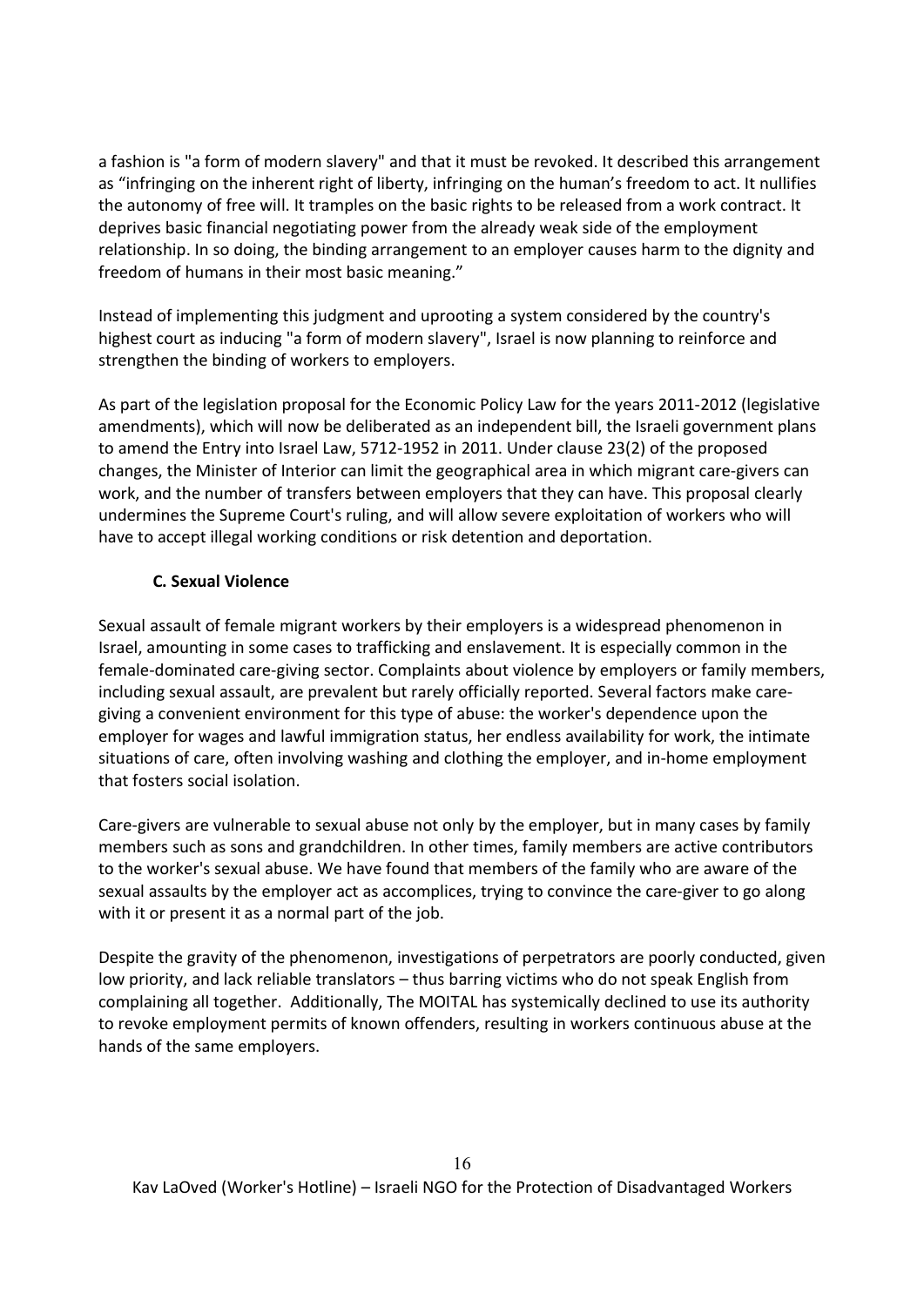a fashion is "a form of modern slavery" and that it must be revoked. It described this arrangement as "infringing on the inherent right of liberty, infringing on the human's freedom to act. It nullifies the autonomy of free will. It tramples on the basic rights to be released from a work contract. It deprives basic financial negotiating power from the already weak side of the employment relationship. In so doing, the binding arrangement to an employer causes harm to the dignity and freedom of humans in their most basic meaning."

Instead of implementing this judgment and uprooting a system considered by the country's highest court as inducing "a form of modern slavery", Israel is now planning to reinforce and strengthen the binding of workers to employers.

As part of the legislation proposal for the Economic Policy Law for the years 2011-2012 (legislative amendments), which will now be deliberated as an independent bill, the Israeli government plans to amend the Entry into Israel Law, 5712-1952 in 2011. Under clause 23(2) of the proposed changes, the Minister of Interior can limit the geographical area in which migrant care-givers can work, and the number of transfers between employers that they can have. This proposal clearly undermines the Supreme Court's ruling, and will allow severe exploitation of workers who will have to accept illegal working conditions or risk detention and deportation.

### C. Sexual Violence

Sexual assault of female migrant workers by their employers is a widespread phenomenon in Israel, amounting in some cases to trafficking and enslavement. It is especially common in the female-dominated care-giving sector. Complaints about violence by employers or family members, including sexual assault, are prevalent but rarely officially reported. Several factors make care-giving a convenient environment for this type of abuse: the worker's dependence upon the employer for wages and lawful immigration status, her endless availability for work, the intimate situations of care, often involving washing and clothing the employer, and in-home employment that fosters social isolation.

Care-givers are vulnerable to sexual abuse not only by the employer, but in many cases by family members such as sons and grandchildren. In other times, family members are active contributors to the worker's sexual abuse. We have found that members of the family who are aware of the sexual assaults by the employer act as accomplices, trying to convince the care-giver to go along with it or present it as a normal part of the job.

Despite the gravity of the phenomenon, investigations of perpetrators are poorly conducted, given low priority, and lack reliable translators – thus barring victims who do not speak English from complaining all together. Additionally, The MOITAL has systemically declined to use its authority to revoke employment permits of known offenders, resulting in workers continuous abuse at the hands of the same employers.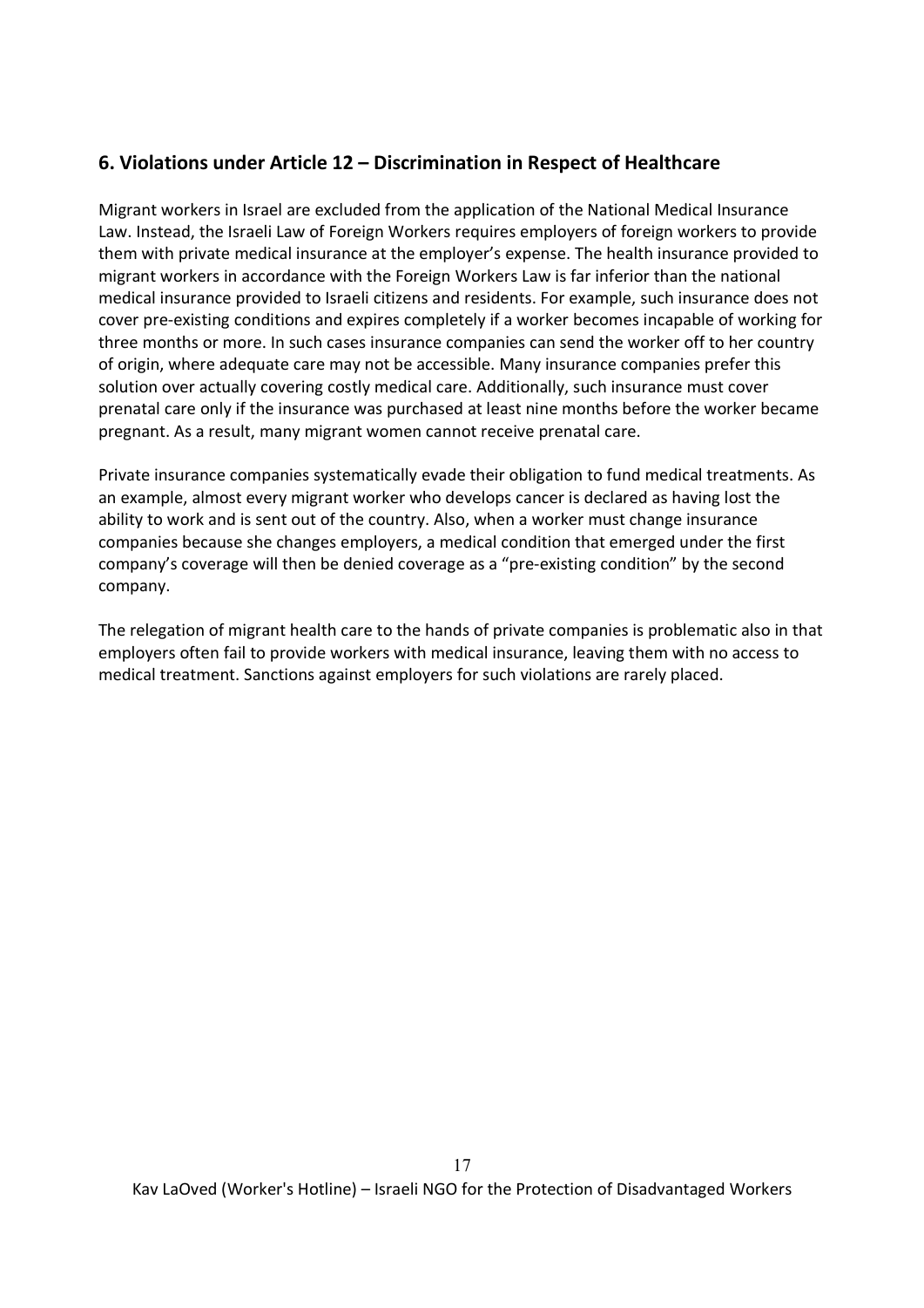## 6. Violations under Article 12 – Discrimination in Respect of Healthcare

Migrant workers in Israel are excluded from the application of the National Medical Insurance Law. Instead, the Israeli Law of Foreign Workers requires employers of foreign workers to provide them with private medical insurance at the employer's expense. The health insurance provided to migrant workers in accordance with the Foreign Workers Law is far inferior than the national medical insurance provided to Israeli citizens and residents. For example, such insurance does not cover pre-existing conditions and expires completely if a worker becomes incapable of working for three months or more. In such cases insurance companies can send the worker off to her country of origin, where adequate care may not be accessible. Many insurance companies prefer this solution over actually covering costly medical care. Additionally, such insurance must cover prenatal care only if the insurance was purchased at least nine months before the worker became pregnant. As a result, many migrant women cannot receive prenatal care.

Private insurance companies systematically evade their obligation to fund medical treatments. As an example, almost every migrant worker who develops cancer is declared as having lost the ability to work and is sent out of the country. Also, when a worker must change insurance companies because she changes employers, a medical condition that emerged under the first company's coverage will then be denied coverage as a "pre-existing condition" by the second company.

The relegation of migrant health care to the hands of private companies is problematic also in that employers often fail to provide workers with medical insurance, leaving them with no access to medical treatment. Sanctions against employers for such violations are rarely placed.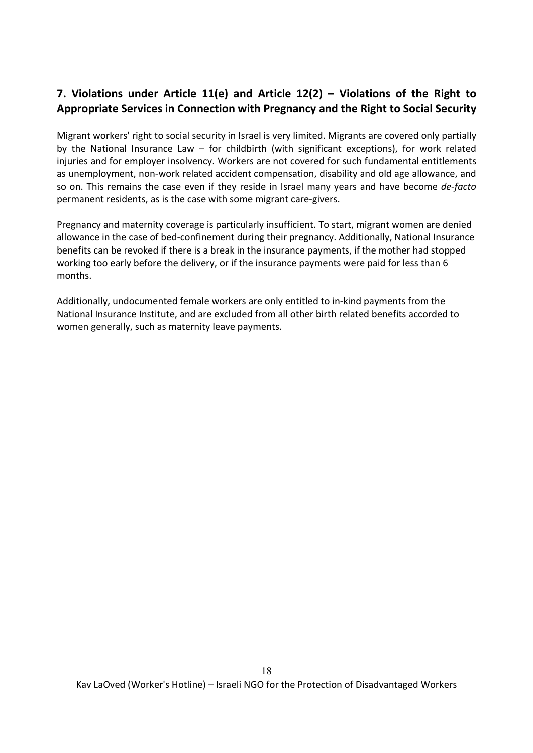## 7. Violations under Article 11(e) and Article 12(2) – Violations of the Right to Appropriate Services in Connection with Pregnancy and the Right to Social Security

Migrant workers' right to social security in Israel is very limited. Migrants are covered only partially by the National Insurance Law – for childbirth (with significant exceptions), for work related injuries and for employer insolvency. Workers are not covered for such fundamental entitlements as unemployment, non-work related accident compensation, disability and old age allowance, and so on. This remains the case even if they reside in Israel many years and have become *de-facto* permanent residents, as is the case with some migrant care-givers.

Pregnancy and maternity coverage is particularly insufficient. To start, migrant women are denied allowance in the case of bed-confinement during their pregnancy. Additionally, National Insurance benefits can be revoked if there is a break in the insurance payments, if the mother had stopped working too early before the delivery, or if the insurance payments were paid for less than 6 months.

Additionally, undocumented female workers are only entitled to in-kind payments from the National Insurance Institute, and are excluded from all other birth related benefits accorded to women generally, such as maternity leave payments.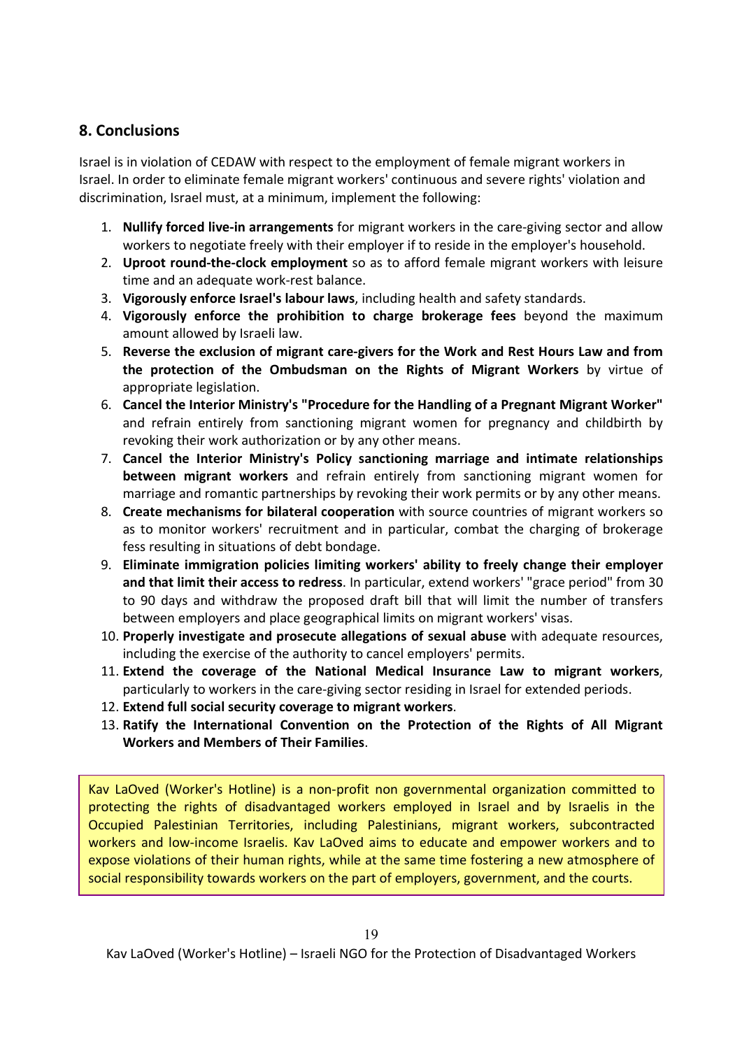## 8. Conclusions

Israel is in violation of CEDAW with respect to the employment of female migrant workers in Israel. In order to eliminate female migrant workers' continuous and severe rights' violation and discrimination, Israel must, at a minimum, implement the following:

1. **Nullify forced live-in arrangements** for migrant workers in the care-giving sector and allow workers to negotiate freely with their employer if to reside in the employer's household.
2. **Uproot round-the-clock employment** so as to afford female migrant workers with leisure time and an adequate work-rest balance.
3. **Vigorously enforce Israel's labour laws**, including health and safety standards.
4. **Vigorously enforce the prohibition to charge brokerage fees** beyond the maximum amount allowed by Israeli law.
5. **Reverse the exclusion of migrant care-givers for the Work and Rest Hours Law and from the protection of the Ombudsman on the Rights of Migrant Workers** by virtue of appropriate legislation.
6. **Cancel the Interior Ministry's "Procedure for the Handling of a Pregnant Migrant Worker"** and refrain entirely from sanctioning migrant women for pregnancy and childbirth by revoking their work authorization or by any other means.
7. **Cancel the Interior Ministry's Policy sanctioning marriage and intimate relationships between migrant workers** and refrain entirely from sanctioning migrant women for marriage and romantic partnerships by revoking their work permits or by any other means.
8. **Create mechanisms for bilateral cooperation** with source countries of migrant workers so as to monitor workers' recruitment and in particular, combat the charging of brokerage fess resulting in situations of debt bondage.
9. **Eliminate immigration policies limiting workers' ability to freely change their employer and that limit their access to redress**. In particular, extend workers' "grace period" from 30 to 90 days and withdraw the proposed draft bill that will limit the number of transfers between employers and place geographical limits on migrant workers' visas.
10. **Properly investigate and prosecute allegations of sexual abuse** with adequate resources, including the exercise of the authority to cancel employers' permits.
11. **Extend the coverage of the National Medical Insurance Law to migrant workers**, particularly to workers in the care-giving sector residing in Israel for extended periods.
12. **Extend full social security coverage to migrant workers**.
13. **Ratify the International Convention on the Protection of the Rights of All Migrant Workers and Members of Their Families**.

Kav LaOved (Worker's Hotline) is a non-profit non governmental organization committed to protecting the rights of disadvantaged workers employed in Israel and by Israelis in the Occupied Palestinian Territories, including Palestinians, migrant workers, subcontracted workers and low-income Israelis. Kav LaOved aims to educate and empower workers and to expose violations of their human rights, while at the same time fostering a new atmosphere of social responsibility towards workers on the part of employers, government, and the courts.